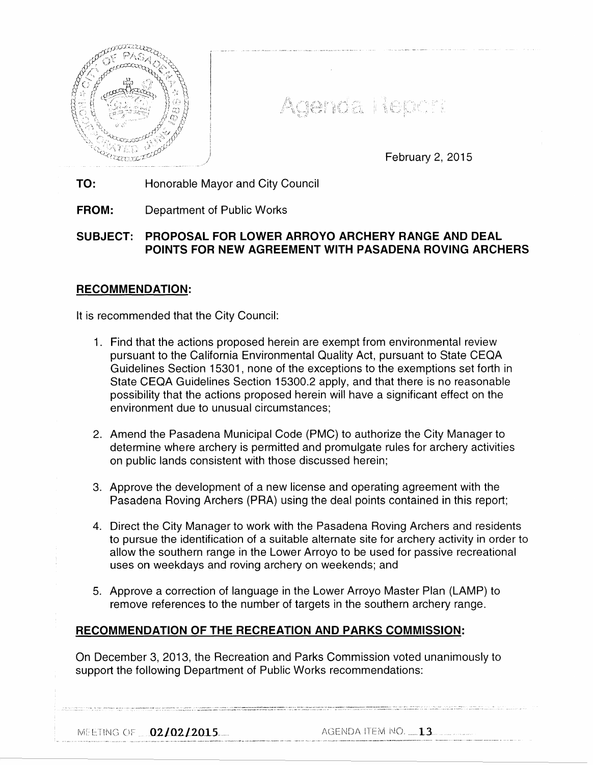# Agenda Report

February 2, 2015

**TO:** Honorable Mayor and City Council

**FROM:** Department of Public Works

**SUBJECT: PROPOSAL FOR LOWER ARROYO ARCHERY RANGE AND DEAL POINTS FOR NEW AGREEMENT WITH PASADENA ROVING ARCHERS**

## RECOMMENDATION:

It is recommended that the City Council:

1. Find that the actions proposed herein are exempt from environmental review pursuant to the California Environmental Quality Act, pursuant to State CEQA Guidelines Section 15301, none of the exceptions to the exemptions set forth in State CEQA Guidelines Section 15300.2 apply, and that there is no reasonable possibility that the actions proposed herein will have a significant effect on the environment due to unusual circumstances;

2. Amend the Pasadena Municipal Code (PMC) to authorize the City Manager to determine where archery is permitted and promulgate rules for archery activities on public lands consistent with those discussed herein;

3. Approve the development of a new license and operating agreement with the Pasadena Roving Archers (PRA) using the deal points contained in this report;

4. Direct the City Manager to work with the Pasadena Roving Archers and residents to pursue the identification of a suitable alternate site for archery activity in order to allow the southern range in the Lower Arroyo to be used for passive recreational uses on weekdays and roving archery on weekends; and

5. Approve a correction of language in the Lower Arroyo Master Plan (LAMP) to remove references to the number of targets in the southern archery range.

## RECOMMENDATION OF THE RECREATION AND PARKS COMMISSION:

On December 3, 2013, the Recreation and Parks Commission voted unanimously to support the following Department of Public Works recommendations:

MEETING OF 02/02/2015 AGENDA ITEM NO. 13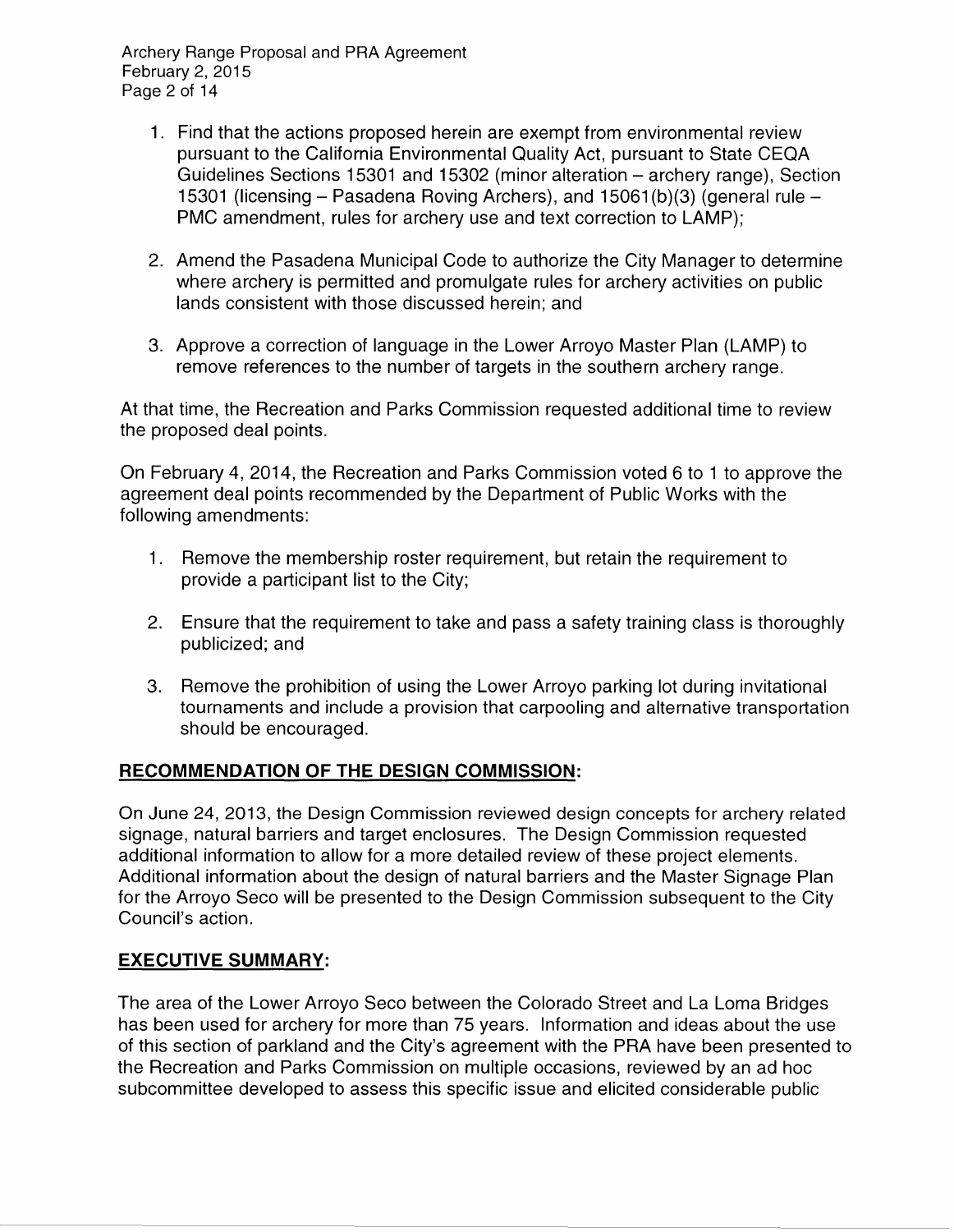1. Find that the actions proposed herein are exempt from environmental review pursuant to the California Environmental Quality Act, pursuant to State CEQA Guidelines Sections 15301 and 15302 (minor alteration – archery range), Section 15301 (licensing – Pasadena Roving Archers), and 15061(b)(3) (general rule – PMC amendment, rules for archery use and text correction to LAMP);

2. Amend the Pasadena Municipal Code to authorize the City Manager to determine where archery is permitted and promulgate rules for archery activities on public lands consistent with those discussed herein; and

3. Approve a correction of language in the Lower Arroyo Master Plan (LAMP) to remove references to the number of targets in the southern archery range.

At that time, the Recreation and Parks Commission requested additional time to review the proposed deal points.

On February 4, 2014, the Recreation and Parks Commission voted 6 to 1 to approve the agreement deal points recommended by the Department of Public Works with the following amendments:

1. Remove the membership roster requirement, but retain the requirement to provide a participant list to the City;

2. Ensure that the requirement to take and pass a safety training class is thoroughly publicized; and

3. Remove the prohibition of using the Lower Arroyo parking lot during invitational tournaments and include a provision that carpooling and alternative transportation should be encouraged.

## RECOMMENDATION OF THE DESIGN COMMISSION:

On June 24, 2013, the Design Commission reviewed design concepts for archery related signage, natural barriers and target enclosures. The Design Commission requested additional information to allow for a more detailed review of these project elements. Additional information about the design of natural barriers and the Master Signage Plan for the Arroyo Seco will be presented to the Design Commission subsequent to the City Council's action.

## EXECUTIVE SUMMARY:

The area of the Lower Arroyo Seco between the Colorado Street and La Loma Bridges has been used for archery for more than 75 years. Information and ideas about the use of this section of parkland and the City's agreement with the PRA have been presented to the Recreation and Parks Commission on multiple occasions, reviewed by an ad hoc subcommittee developed to assess this specific issue and elicited considerable public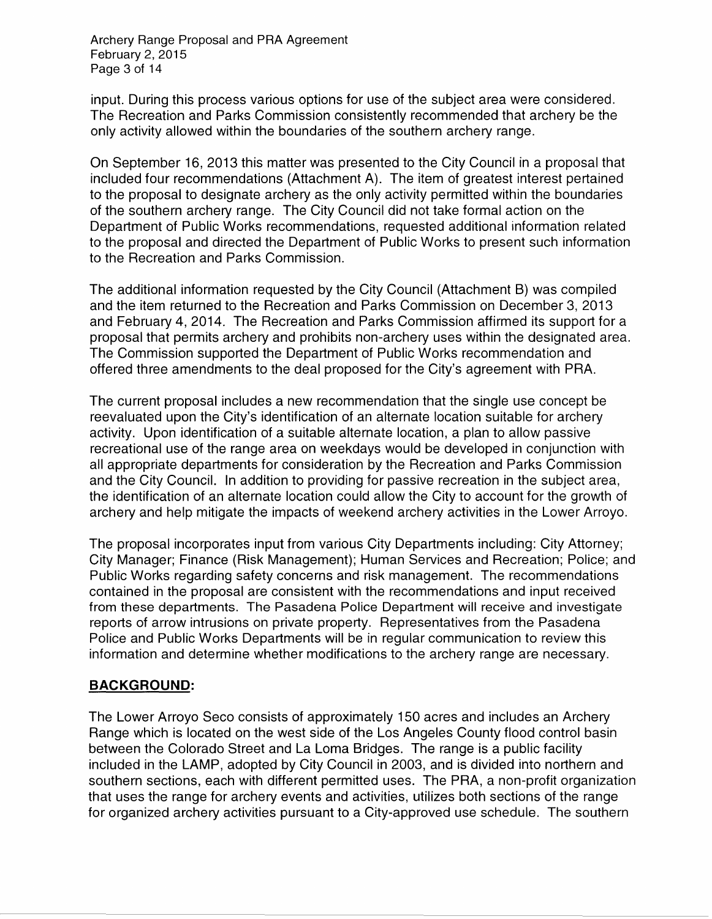input. During this process various options for use of the subject area were considered. The Recreation and Parks Commission consistently recommended that archery be the only activity allowed within the boundaries of the southern archery range.

On September 16, 2013 this matter was presented to the City Council in a proposal that included four recommendations (Attachment A). The item of greatest interest pertained to the proposal to designate archery as the only activity permitted within the boundaries of the southern archery range. The City Council did not take formal action on the Department of Public Works recommendations, requested additional information related to the proposal and directed the Department of Public Works to present such information to the Recreation and Parks Commission.

The additional information requested by the City Council (Attachment B) was compiled and the item returned to the Recreation and Parks Commission on December 3, 2013 and February 4, 2014. The Recreation and Parks Commission affirmed its support for a proposal that permits archery and prohibits non-archery uses within the designated area. The Commission supported the Department of Public Works recommendation and offered three amendments to the deal proposed for the City's agreement with PRA.

The current proposal includes a new recommendation that the single use concept be reevaluated upon the City's identification of an alternate location suitable for archery activity. Upon identification of a suitable alternate location, a plan to allow passive recreational use of the range area on weekdays would be developed in conjunction with all appropriate departments for consideration by the Recreation and Parks Commission and the City Council. In addition to providing for passive recreation in the subject area, the identification of an alternate location could allow the City to account for the growth of archery and help mitigate the impacts of weekend archery activities in the Lower Arroyo.

The proposal incorporates input from various City Departments including: City Attorney; City Manager; Finance (Risk Management); Human Services and Recreation; Police; and Public Works regarding safety concerns and risk management. The recommendations contained in the proposal are consistent with the recommendations and input received from these departments. The Pasadena Police Department will receive and investigate reports of arrow intrusions on private property. Representatives from the Pasadena Police and Public Works Departments will be in regular communication to review this information and determine whether modifications to the archery range are necessary.

## BACKGROUND:

The Lower Arroyo Seco consists of approximately 150 acres and includes an Archery Range which is located on the west side of the Los Angeles County flood control basin between the Colorado Street and La Loma Bridges. The range is a public facility included in the LAMP, adopted by City Council in 2003, and is divided into northern and southern sections, each with different permitted uses. The PRA, a non-profit organization that uses the range for archery events and activities, utilizes both sections of the range for organized archery activities pursuant to a City-approved use schedule. The southern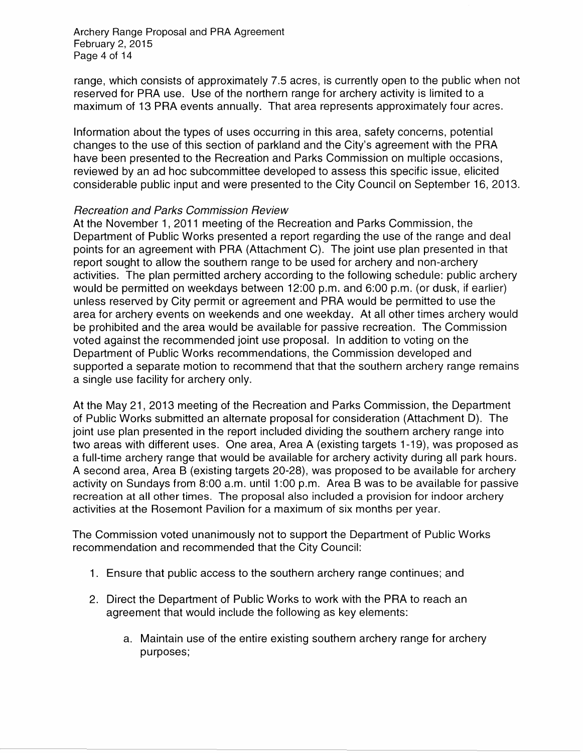range, which consists of approximately 7.5 acres, is currently open to the public when not reserved for PRA use. Use of the northern range for archery activity is limited to a maximum of 13 PRA events annually. That area represents approximately four acres.

Information about the types of uses occurring in this area, safety concerns, potential changes to the use of this section of parkland and the City's agreement with the PRA have been presented to the Recreation and Parks Commission on multiple occasions, reviewed by an ad hoc subcommittee developed to assess this specific issue, elicited considerable public input and were presented to the City Council on September 16, 2013.

*Recreation and Parks Commission Review*

At the November 1, 2011 meeting of the Recreation and Parks Commission, the Department of Public Works presented a report regarding the use of the range and deal points for an agreement with PRA (Attachment C). The joint use plan presented in that report sought to allow the southern range to be used for archery and non-archery activities. The plan permitted archery according to the following schedule: public archery would be permitted on weekdays between 12:00 p.m. and 6:00 p.m. (or dusk, if earlier) unless reserved by City permit or agreement and PRA would be permitted to use the area for archery events on weekends and one weekday. At all other times archery would be prohibited and the area would be available for passive recreation. The Commission voted against the recommended joint use proposal. In addition to voting on the Department of Public Works recommendations, the Commission developed and supported a separate motion to recommend that that the southern archery range remains a single use facility for archery only.

At the May 21, 2013 meeting of the Recreation and Parks Commission, the Department of Public Works submitted an alternate proposal for consideration (Attachment D). The joint use plan presented in the report included dividing the southern archery range into two areas with different uses. One area, Area A (existing targets 1-19), was proposed as a full-time archery range that would be available for archery activity during all park hours. A second area, Area B (existing targets 20-28), was proposed to be available for archery activity on Sundays from 8:00 a.m. until 1:00 p.m. Area B was to be available for passive recreation at all other times. The proposal also included a provision for indoor archery activities at the Rosemont Pavilion for a maximum of six months per year.

The Commission voted unanimously not to support the Department of Public Works recommendation and recommended that the City Council:

1. Ensure that public access to the southern archery range continues; and
2. Direct the Department of Public Works to work with the PRA to reach an agreement that would include the following as key elements:
   a. Maintain use of the entire existing southern archery range for archery purposes;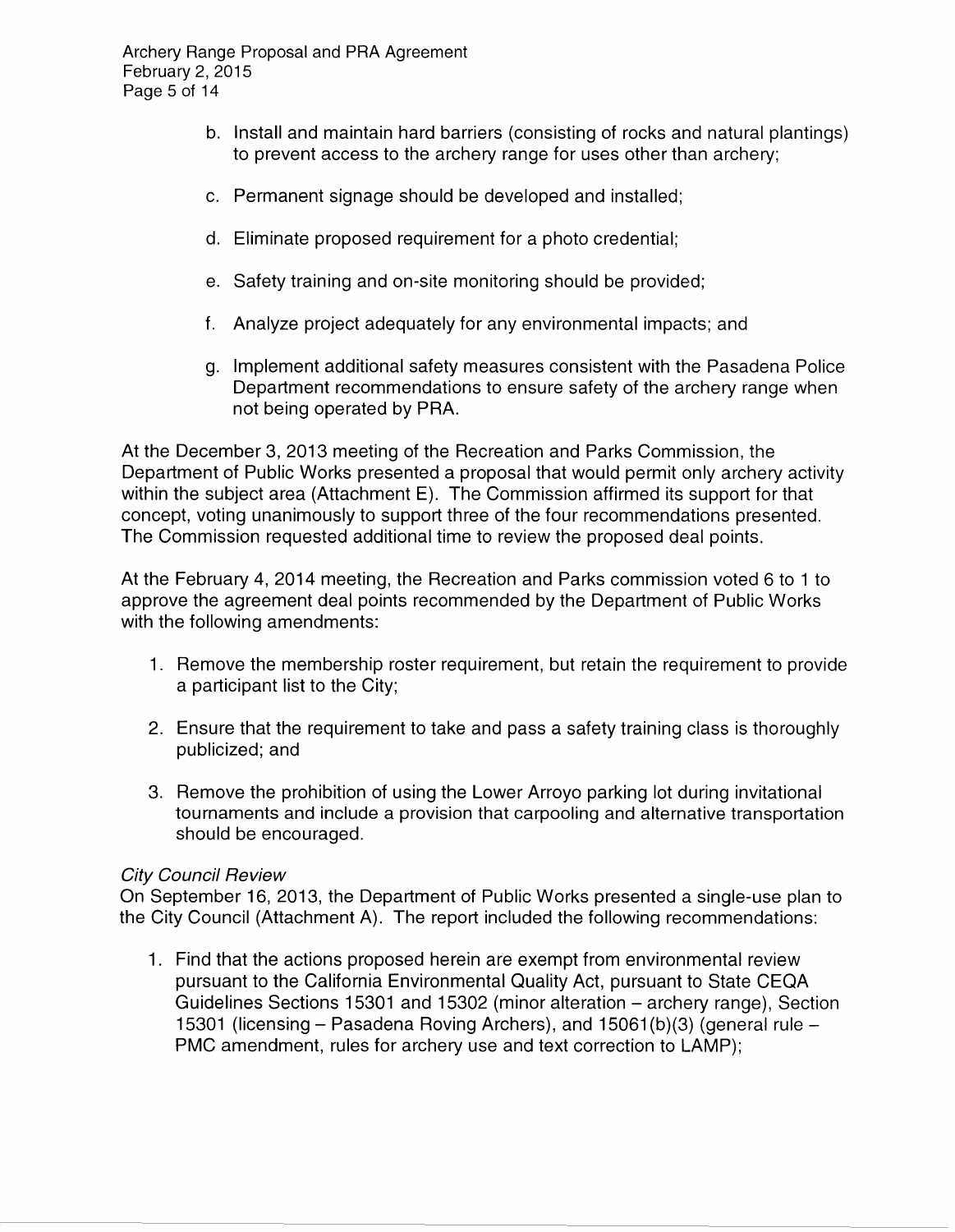b. Install and maintain hard barriers (consisting of rocks and natural plantings) to prevent access to the archery range for uses other than archery;

c. Permanent signage should be developed and installed;

d. Eliminate proposed requirement for a photo credential;

e. Safety training and on-site monitoring should be provided;

f. Analyze project adequately for any environmental impacts; and

g. Implement additional safety measures consistent with the Pasadena Police Department recommendations to ensure safety of the archery range when not being operated by PRA.

At the December 3, 2013 meeting of the Recreation and Parks Commission, the Department of Public Works presented a proposal that would permit only archery activity within the subject area (Attachment E). The Commission affirmed its support for that concept, voting unanimously to support three of the four recommendations presented. The Commission requested additional time to review the proposed deal points.

At the February 4, 2014 meeting, the Recreation and Parks commission voted 6 to 1 to approve the agreement deal points recommended by the Department of Public Works with the following amendments:

1. Remove the membership roster requirement, but retain the requirement to provide a participant list to the City;

2. Ensure that the requirement to take and pass a safety training class is thoroughly publicized; and

3. Remove the prohibition of using the Lower Arroyo parking lot during invitational tournaments and include a provision that carpooling and alternative transportation should be encouraged.

*City Council Review*

On September 16, 2013, the Department of Public Works presented a single-use plan to the City Council (Attachment A). The report included the following recommendations:

1. Find that the actions proposed herein are exempt from environmental review pursuant to the California Environmental Quality Act, pursuant to State CEQA Guidelines Sections 15301 and 15302 (minor alteration – archery range), Section 15301 (licensing – Pasadena Roving Archers), and 15061(b)(3) (general rule – PMC amendment, rules for archery use and text correction to LAMP);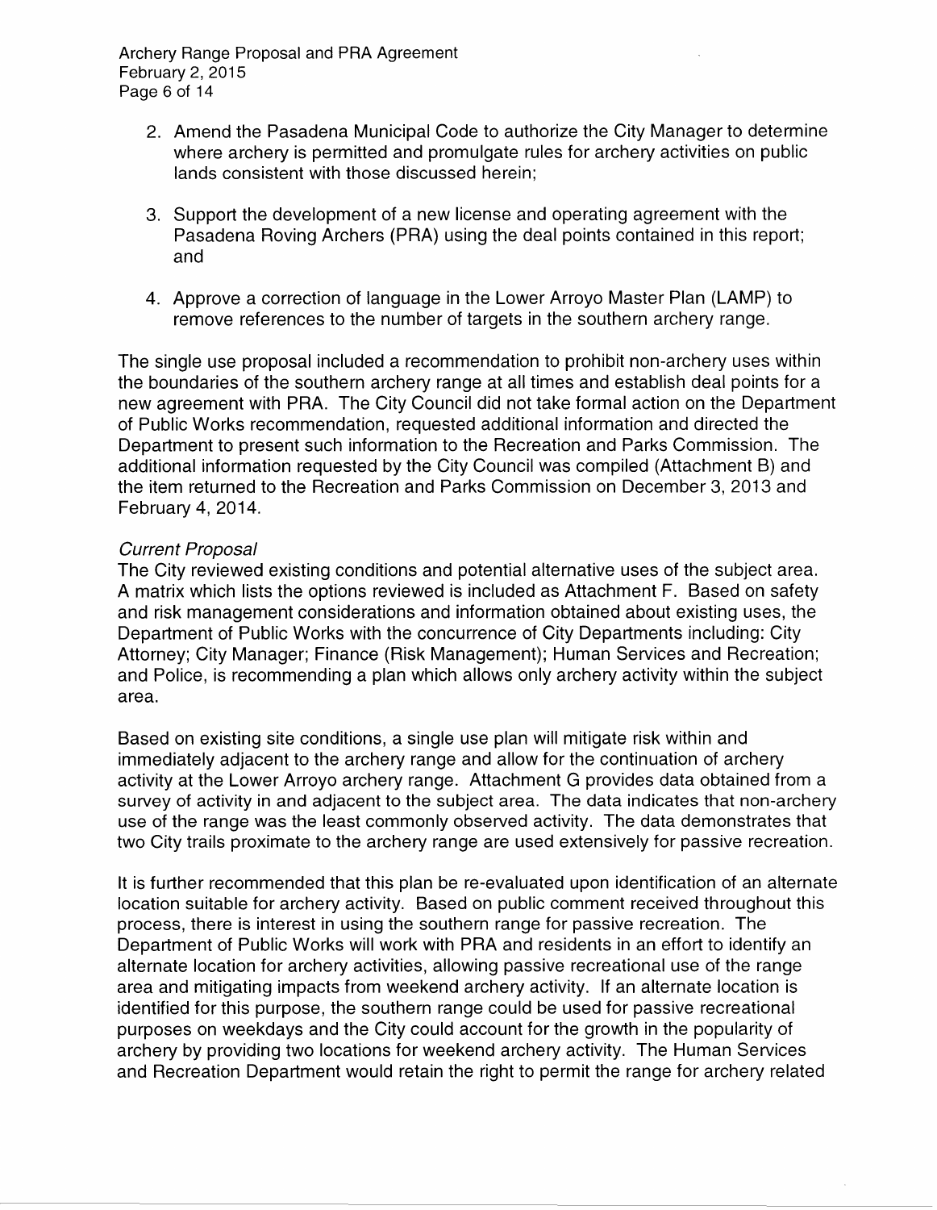2. Amend the Pasadena Municipal Code to authorize the City Manager to determine where archery is permitted and promulgate rules for archery activities on public lands consistent with those discussed herein;

3. Support the development of a new license and operating agreement with the Pasadena Roving Archers (PRA) using the deal points contained in this report; and

4. Approve a correction of language in the Lower Arroyo Master Plan (LAMP) to remove references to the number of targets in the southern archery range.

The single use proposal included a recommendation to prohibit non-archery uses within the boundaries of the southern archery range at all times and establish deal points for a new agreement with PRA. The City Council did not take formal action on the Department of Public Works recommendation, requested additional information and directed the Department to present such information to the Recreation and Parks Commission. The additional information requested by the City Council was compiled (Attachment B) and the item returned to the Recreation and Parks Commission on December 3, 2013 and February 4, 2014.

*Current Proposal*

The City reviewed existing conditions and potential alternative uses of the subject area. A matrix which lists the options reviewed is included as Attachment F. Based on safety and risk management considerations and information obtained about existing uses, the Department of Public Works with the concurrence of City Departments including: City Attorney; City Manager; Finance (Risk Management); Human Services and Recreation; and Police, is recommending a plan which allows only archery activity within the subject area.

Based on existing site conditions, a single use plan will mitigate risk within and immediately adjacent to the archery range and allow for the continuation of archery activity at the Lower Arroyo archery range. Attachment G provides data obtained from a survey of activity in and adjacent to the subject area. The data indicates that non-archery use of the range was the least commonly observed activity. The data demonstrates that two City trails proximate to the archery range are used extensively for passive recreation.

It is further recommended that this plan be re-evaluated upon identification of an alternate location suitable for archery activity. Based on public comment received throughout this process, there is interest in using the southern range for passive recreation. The Department of Public Works will work with PRA and residents in an effort to identify an alternate location for archery activities, allowing passive recreational use of the range area and mitigating impacts from weekend archery activity. If an alternate location is identified for this purpose, the southern range could be used for passive recreational purposes on weekdays and the City could account for the growth in the popularity of archery by providing two locations for weekend archery activity. The Human Services and Recreation Department would retain the right to permit the range for archery related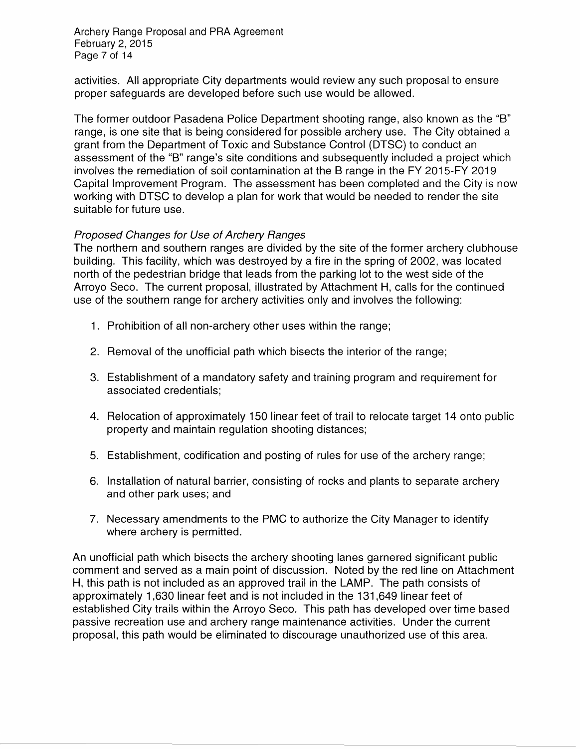activities. All appropriate City departments would review any such proposal to ensure proper safeguards are developed before such use would be allowed.

The former outdoor Pasadena Police Department shooting range, also known as the "B" range, is one site that is being considered for possible archery use. The City obtained a grant from the Department of Toxic and Substance Control (DTSC) to conduct an assessment of the "B" range's site conditions and subsequently included a project which involves the remediation of soil contamination at the B range in the FY 2015-FY 2019 Capital Improvement Program. The assessment has been completed and the City is now working with DTSC to develop a plan for work that would be needed to render the site suitable for future use.

*Proposed Changes for Use of Archery Ranges*

The northern and southern ranges are divided by the site of the former archery clubhouse building. This facility, which was destroyed by a fire in the spring of 2002, was located north of the pedestrian bridge that leads from the parking lot to the west side of the Arroyo Seco. The current proposal, illustrated by Attachment H, calls for the continued use of the southern range for archery activities only and involves the following:

1. Prohibition of all non-archery other uses within the range;
2. Removal of the unofficial path which bisects the interior of the range;
3. Establishment of a mandatory safety and training program and requirement for associated credentials;
4. Relocation of approximately 150 linear feet of trail to relocate target 14 onto public property and maintain regulation shooting distances;
5. Establishment, codification and posting of rules for use of the archery range;
6. Installation of natural barrier, consisting of rocks and plants to separate archery and other park uses; and
7. Necessary amendments to the PMC to authorize the City Manager to identify where archery is permitted.

An unofficial path which bisects the archery shooting lanes garnered significant public comment and served as a main point of discussion. Noted by the red line on Attachment H, this path is not included as an approved trail in the LAMP. The path consists of approximately 1,630 linear feet and is not included in the 131,649 linear feet of established City trails within the Arroyo Seco. This path has developed over time based passive recreation use and archery range maintenance activities. Under the current proposal, this path would be eliminated to discourage unauthorized use of this area.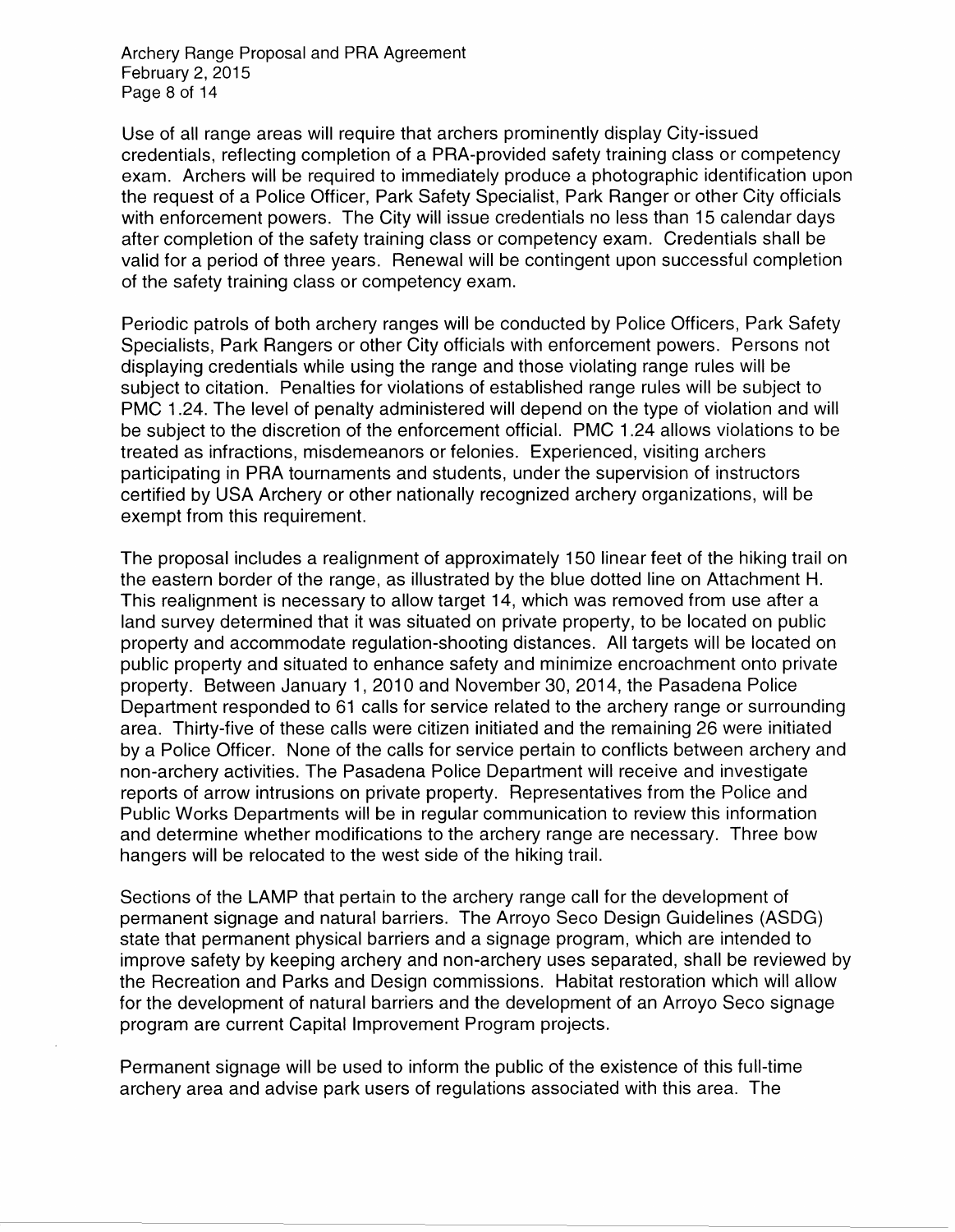Use of all range areas will require that archers prominently display City-issued credentials, reflecting completion of a PRA-provided safety training class or competency exam. Archers will be required to immediately produce a photographic identification upon the request of a Police Officer, Park Safety Specialist, Park Ranger or other City officials with enforcement powers. The City will issue credentials no less than 15 calendar days after completion of the safety training class or competency exam. Credentials shall be valid for a period of three years. Renewal will be contingent upon successful completion of the safety training class or competency exam.

Periodic patrols of both archery ranges will be conducted by Police Officers, Park Safety Specialists, Park Rangers or other City officials with enforcement powers. Persons not displaying credentials while using the range and those violating range rules will be subject to citation. Penalties for violations of established range rules will be subject to PMC 1.24. The level of penalty administered will depend on the type of violation and will be subject to the discretion of the enforcement official. PMC 1.24 allows violations to be treated as infractions, misdemeanors or felonies. Experienced, visiting archers participating in PRA tournaments and students, under the supervision of instructors certified by USA Archery or other nationally recognized archery organizations, will be exempt from this requirement.

The proposal includes a realignment of approximately 150 linear feet of the hiking trail on the eastern border of the range, as illustrated by the blue dotted line on Attachment H. This realignment is necessary to allow target 14, which was removed from use after a land survey determined that it was situated on private property, to be located on public property and accommodate regulation-shooting distances. All targets will be located on public property and situated to enhance safety and minimize encroachment onto private property. Between January 1, 2010 and November 30, 2014, the Pasadena Police Department responded to 61 calls for service related to the archery range or surrounding area. Thirty-five of these calls were citizen initiated and the remaining 26 were initiated by a Police Officer. None of the calls for service pertain to conflicts between archery and non-archery activities. The Pasadena Police Department will receive and investigate reports of arrow intrusions on private property. Representatives from the Police and Public Works Departments will be in regular communication to review this information and determine whether modifications to the archery range are necessary. Three bow hangers will be relocated to the west side of the hiking trail.

Sections of the LAMP that pertain to the archery range call for the development of permanent signage and natural barriers. The Arroyo Seco Design Guidelines (ASDG) state that permanent physical barriers and a signage program, which are intended to improve safety by keeping archery and non-archery uses separated, shall be reviewed by the Recreation and Parks and Design commissions. Habitat restoration which will allow for the development of natural barriers and the development of an Arroyo Seco signage program are current Capital Improvement Program projects.

Permanent signage will be used to inform the public of the existence of this full-time archery area and advise park users of regulations associated with this area. The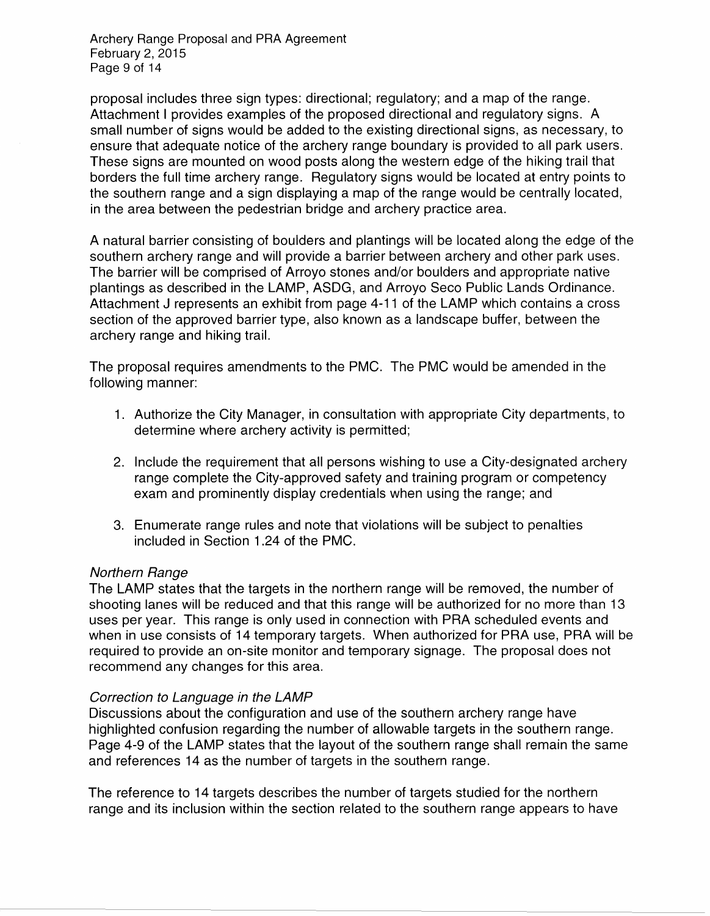proposal includes three sign types: directional; regulatory; and a map of the range. Attachment I provides examples of the proposed directional and regulatory signs. A small number of signs would be added to the existing directional signs, as necessary, to ensure that adequate notice of the archery range boundary is provided to all park users. These signs are mounted on wood posts along the western edge of the hiking trail that borders the full time archery range. Regulatory signs would be located at entry points to the southern range and a sign displaying a map of the range would be centrally located, in the area between the pedestrian bridge and archery practice area.

A natural barrier consisting of boulders and plantings will be located along the edge of the southern archery range and will provide a barrier between archery and other park uses. The barrier will be comprised of Arroyo stones and/or boulders and appropriate native plantings as described in the LAMP, ASDG, and Arroyo Seco Public Lands Ordinance. Attachment J represents an exhibit from page 4-11 of the LAMP which contains a cross section of the approved barrier type, also known as a landscape buffer, between the archery range and hiking trail.

The proposal requires amendments to the PMC. The PMC would be amended in the following manner:

1. Authorize the City Manager, in consultation with appropriate City departments, to determine where archery activity is permitted;

2. Include the requirement that all persons wishing to use a City-designated archery range complete the City-approved safety and training program or competency exam and prominently display credentials when using the range; and

3. Enumerate range rules and note that violations will be subject to penalties included in Section 1.24 of the PMC.

*Northern Range*

The LAMP states that the targets in the northern range will be removed, the number of shooting lanes will be reduced and that this range will be authorized for no more than 13 uses per year. This range is only used in connection with PRA scheduled events and when in use consists of 14 temporary targets. When authorized for PRA use, PRA will be required to provide an on-site monitor and temporary signage. The proposal does not recommend any changes for this area.

*Correction to Language in the LAMP*

Discussions about the configuration and use of the southern archery range have highlighted confusion regarding the number of allowable targets in the southern range. Page 4-9 of the LAMP states that the layout of the southern range shall remain the same and references 14 as the number of targets in the southern range.

The reference to 14 targets describes the number of targets studied for the northern range and its inclusion within the section related to the southern range appears to have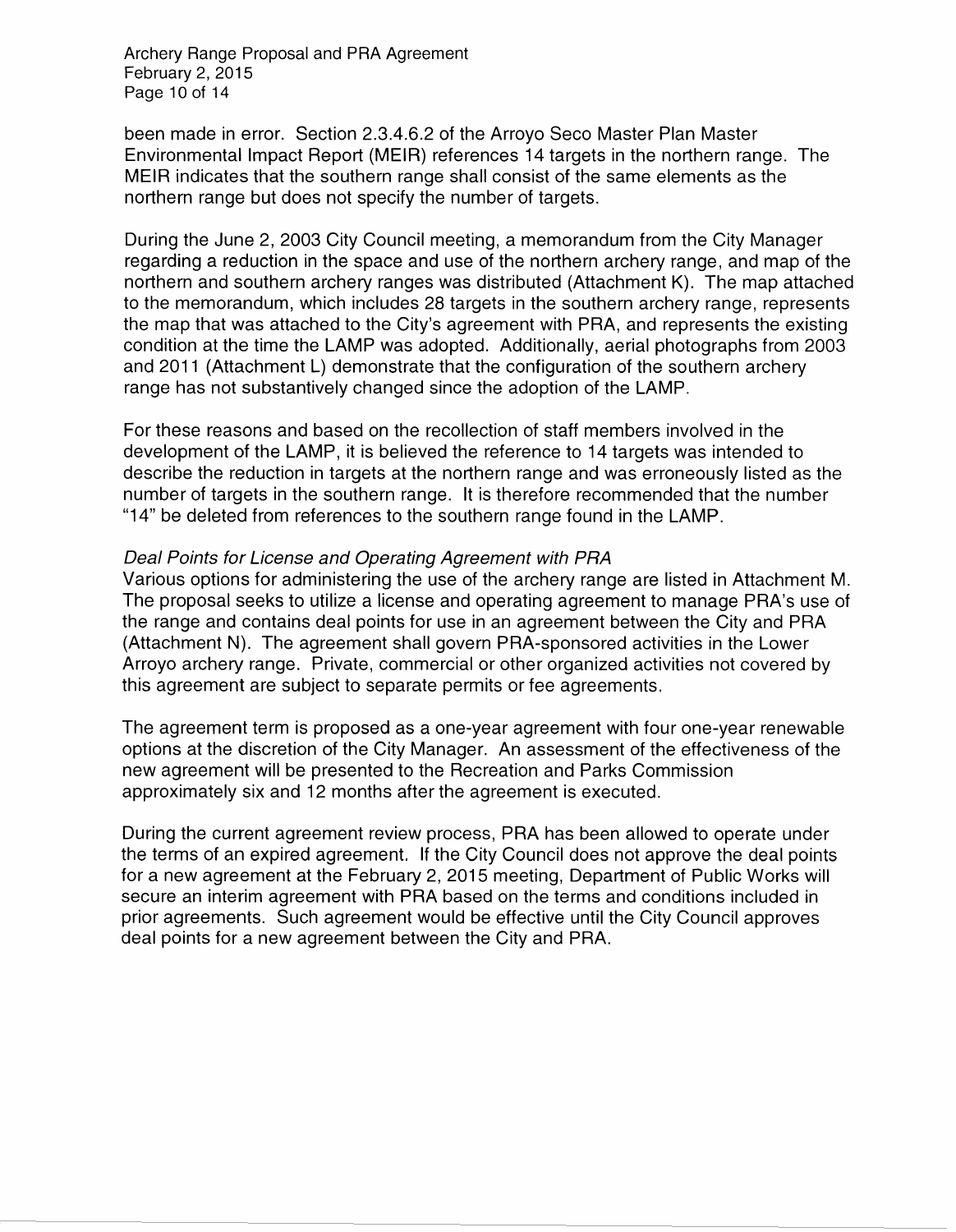been made in error. Section 2.3.4.6.2 of the Arroyo Seco Master Plan Master Environmental Impact Report (MEIR) references 14 targets in the northern range. The MEIR indicates that the southern range shall consist of the same elements as the northern range but does not specify the number of targets.

During the June 2, 2003 City Council meeting, a memorandum from the City Manager regarding a reduction in the space and use of the northern archery range, and map of the northern and southern archery ranges was distributed (Attachment K). The map attached to the memorandum, which includes 28 targets in the southern archery range, represents the map that was attached to the City's agreement with PRA, and represents the existing condition at the time the LAMP was adopted. Additionally, aerial photographs from 2003 and 2011 (Attachment L) demonstrate that the configuration of the southern archery range has not substantively changed since the adoption of the LAMP.

For these reasons and based on the recollection of staff members involved in the development of the LAMP, it is believed the reference to 14 targets was intended to describe the reduction in targets at the northern range and was erroneously listed as the number of targets in the southern range. It is therefore recommended that the number "14" be deleted from references to the southern range found in the LAMP.

*Deal Points for License and Operating Agreement with PRA*

Various options for administering the use of the archery range are listed in Attachment M. The proposal seeks to utilize a license and operating agreement to manage PRA's use of the range and contains deal points for use in an agreement between the City and PRA (Attachment N). The agreement shall govern PRA-sponsored activities in the Lower Arroyo archery range. Private, commercial or other organized activities not covered by this agreement are subject to separate permits or fee agreements.

The agreement term is proposed as a one-year agreement with four one-year renewable options at the discretion of the City Manager. An assessment of the effectiveness of the new agreement will be presented to the Recreation and Parks Commission approximately six and 12 months after the agreement is executed.

During the current agreement review process, PRA has been allowed to operate under the terms of an expired agreement. If the City Council does not approve the deal points for a new agreement at the February 2, 2015 meeting, Department of Public Works will secure an interim agreement with PRA based on the terms and conditions included in prior agreements. Such agreement would be effective until the City Council approves deal points for a new agreement between the City and PRA.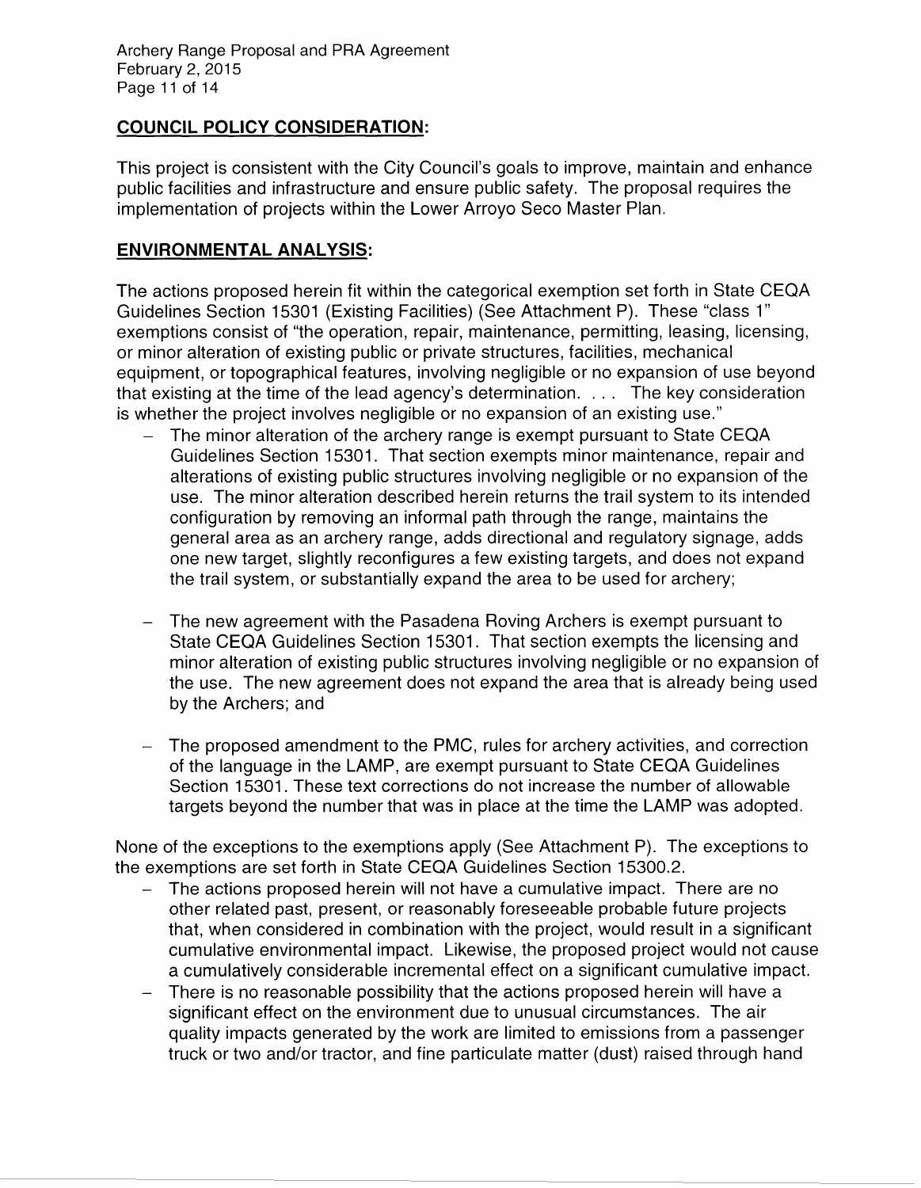## COUNCIL POLICY CONSIDERATION:

This project is consistent with the City Council's goals to improve, maintain and enhance public facilities and infrastructure and ensure public safety. The proposal requires the implementation of projects within the Lower Arroyo Seco Master Plan.

## ENVIRONMENTAL ANALYSIS:

The actions proposed herein fit within the categorical exemption set forth in State CEQA Guidelines Section 15301 (Existing Facilities) (See Attachment P). These "class 1" exemptions consist of "the operation, repair, maintenance, permitting, leasing, licensing, or minor alteration of existing public or private structures, facilities, mechanical equipment, or topographical features, involving negligible or no expansion of use beyond that existing at the time of the lead agency's determination. . . . The key consideration is whether the project involves negligible or no expansion of an existing use."

- The minor alteration of the archery range is exempt pursuant to State CEQA Guidelines Section 15301. That section exempts minor maintenance, repair and alterations of existing public structures involving negligible or no expansion of the use. The minor alteration described herein returns the trail system to its intended configuration by removing an informal path through the range, maintains the general area as an archery range, adds directional and regulatory signage, adds one new target, slightly reconfigures a few existing targets, and does not expand the trail system, or substantially expand the area to be used for archery;

- The new agreement with the Pasadena Roving Archers is exempt pursuant to State CEQA Guidelines Section 15301. That section exempts the licensing and minor alteration of existing public structures involving negligible or no expansion of the use. The new agreement does not expand the area that is already being used by the Archers; and

- The proposed amendment to the PMC, rules for archery activities, and correction of the language in the LAMP, are exempt pursuant to State CEQA Guidelines Section 15301. These text corrections do not increase the number of allowable targets beyond the number that was in place at the time the LAMP was adopted.

None of the exceptions to the exemptions apply (See Attachment P). The exceptions to the exemptions are set forth in State CEQA Guidelines Section 15300.2.

- The actions proposed herein will not have a cumulative impact. There are no other related past, present, or reasonably foreseeable probable future projects that, when considered in combination with the project, would result in a significant cumulative environmental impact. Likewise, the proposed project would not cause a cumulatively considerable incremental effect on a significant cumulative impact.
- There is no reasonable possibility that the actions proposed herein will have a significant effect on the environment due to unusual circumstances. The air quality impacts generated by the work are limited to emissions from a passenger truck or two and/or tractor, and fine particulate matter (dust) raised through hand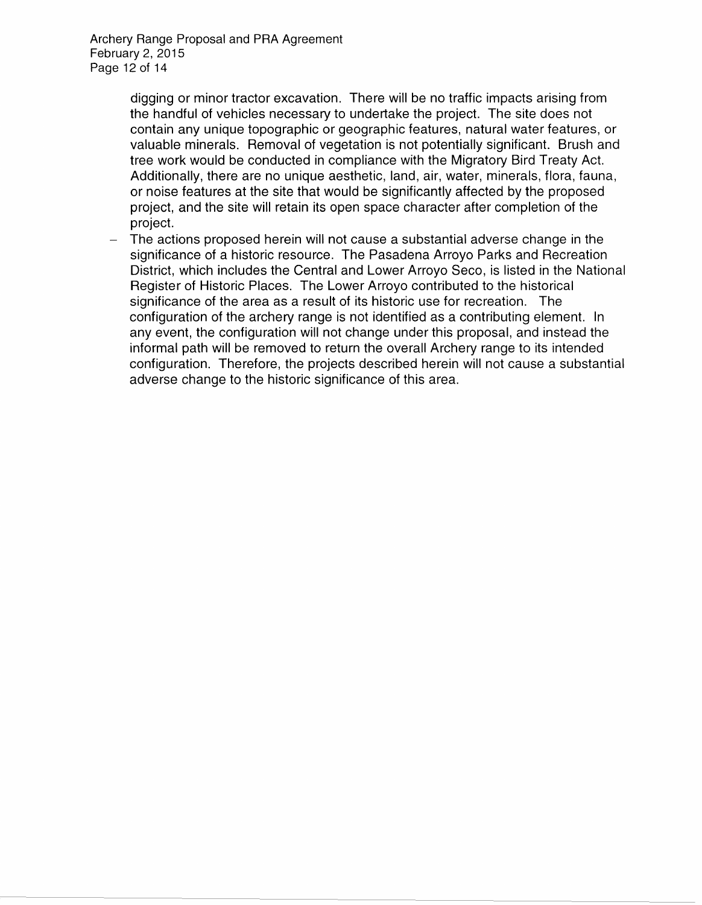digging or minor tractor excavation. There will be no traffic impacts arising from the handful of vehicles necessary to undertake the project. The site does not contain any unique topographic or geographic features, natural water features, or valuable minerals. Removal of vegetation is not potentially significant. Brush and tree work would be conducted in compliance with the Migratory Bird Treaty Act. Additionally, there are no unique aesthetic, land, air, water, minerals, flora, fauna, or noise features at the site that would be significantly affected by the proposed project, and the site will retain its open space character after completion of the project.

- The actions proposed herein will not cause a substantial adverse change in the significance of a historic resource. The Pasadena Arroyo Parks and Recreation District, which includes the Central and Lower Arroyo Seco, is listed in the National Register of Historic Places. The Lower Arroyo contributed to the historical significance of the area as a result of its historic use for recreation. The configuration of the archery range is not identified as a contributing element. In any event, the configuration will not change under this proposal, and instead the informal path will be removed to return the overall Archery range to its intended configuration. Therefore, the projects described herein will not cause a substantial adverse change to the historic significance of this area.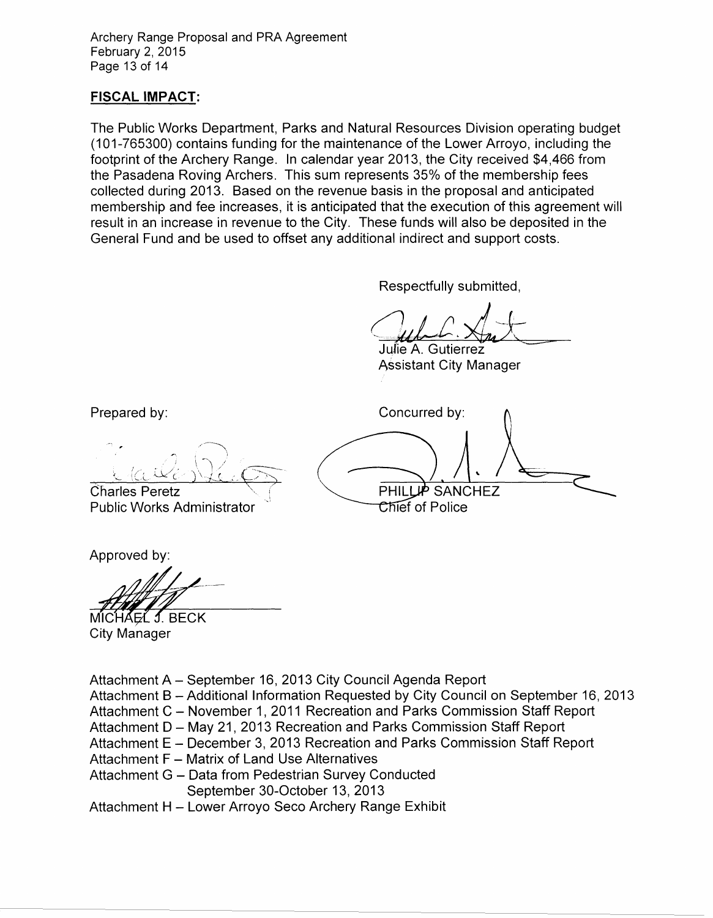## FISCAL IMPACT:

The Public Works Department, Parks and Natural Resources Division operating budget (101-765300) contains funding for the maintenance of the Lower Arroyo, including the footprint of the Archery Range. In calendar year 2013, the City received $4,466 from the Pasadena Roving Archers. This sum represents 35% of the membership fees collected during 2013. Based on the revenue basis in the proposal and anticipated membership and fee increases, it is anticipated that the execution of this agreement will result in an increase in revenue to the City. These funds will also be deposited in the General Fund and be used to offset any additional indirect and support costs.

Respectfully submitted,

Julie A. Gutierrez
Assistant City Manager

Prepared by:

Charles Peretz
Public Works Administrator

Concurred by:

PHILLIP SANCHEZ
Chief of Police

Approved by:

MICHAEL J. BECK
City Manager

Attachment A – September 16, 2013 City Council Agenda Report
Attachment B – Additional Information Requested by City Council on September 16, 2013
Attachment C – November 1, 2011 Recreation and Parks Commission Staff Report
Attachment D – May 21, 2013 Recreation and Parks Commission Staff Report
Attachment E – December 3, 2013 Recreation and Parks Commission Staff Report
Attachment F – Matrix of Land Use Alternatives
Attachment G – Data from Pedestrian Survey Conducted September 30-October 13, 2013
Attachment H – Lower Arroyo Seco Archery Range Exhibit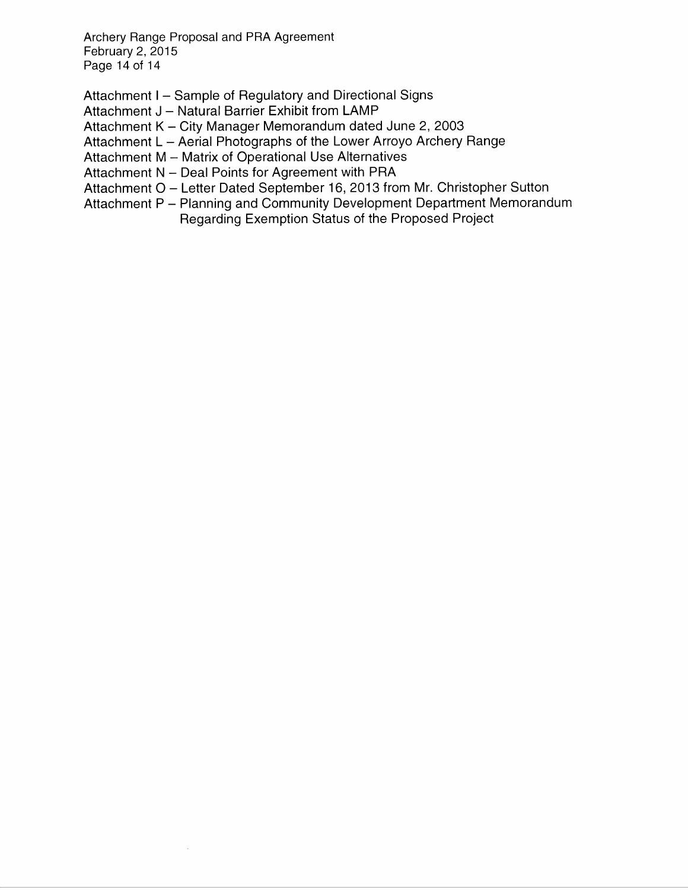Attachment I – Sample of Regulatory and Directional Signs
Attachment J – Natural Barrier Exhibit from LAMP
Attachment K – City Manager Memorandum dated June 2, 2003
Attachment L – Aerial Photographs of the Lower Arroyo Archery Range
Attachment M – Matrix of Operational Use Alternatives
Attachment N – Deal Points for Agreement with PRA
Attachment O – Letter Dated September 16, 2013 from Mr. Christopher Sutton
Attachment P – Planning and Community Development Department Memorandum Regarding Exemption Status of the Proposed Project